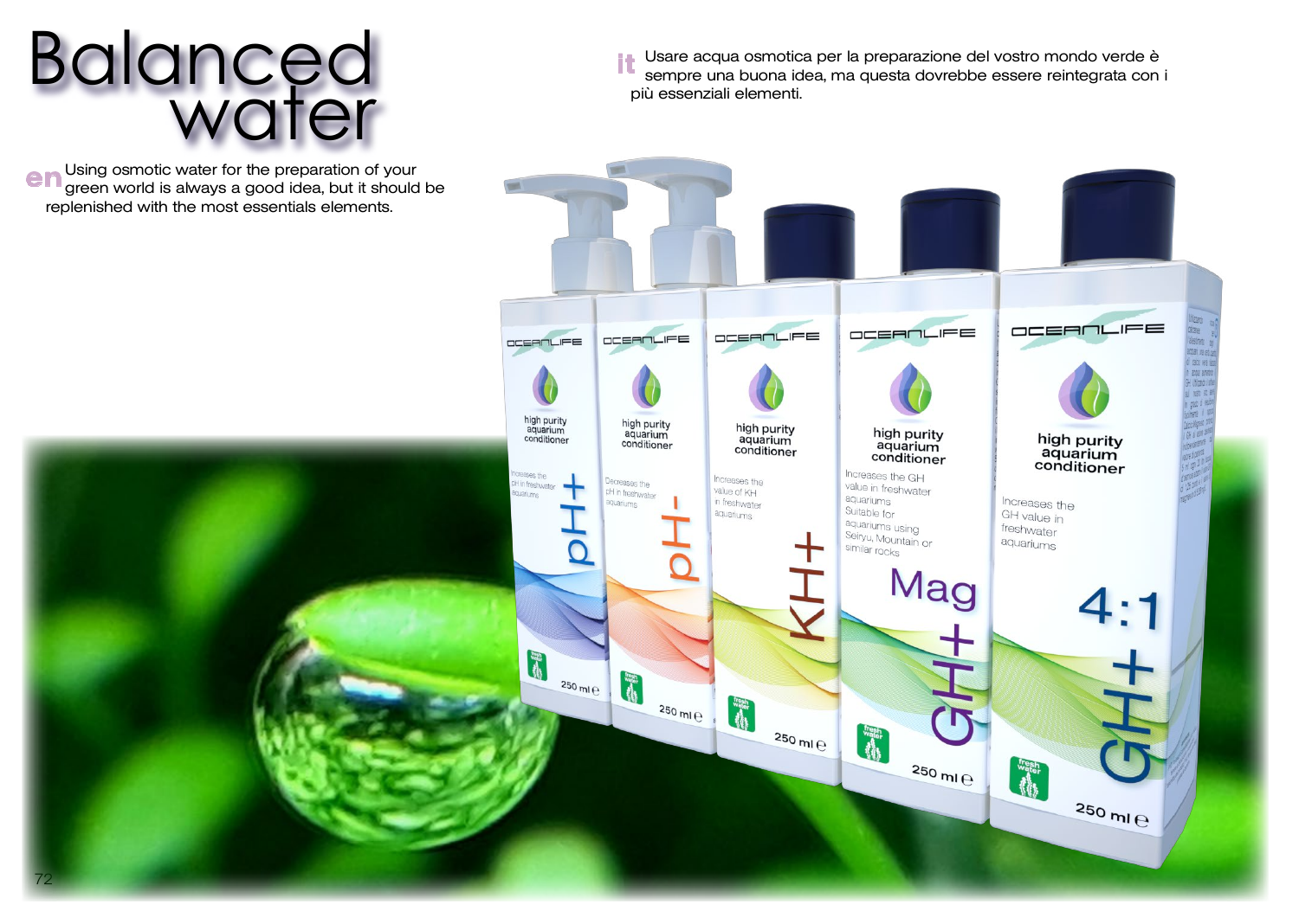# Balanced water

**en** Using osmotic water for the preparation of your green world is always a good idea, but it should be replenished with the most essentials elements.

**it** Usare acqua osmotica per la preparazione del vostro mondo verde è sempre una buona idea, ma questa dovrebbe essere reintegrata con i più essenziali elementi.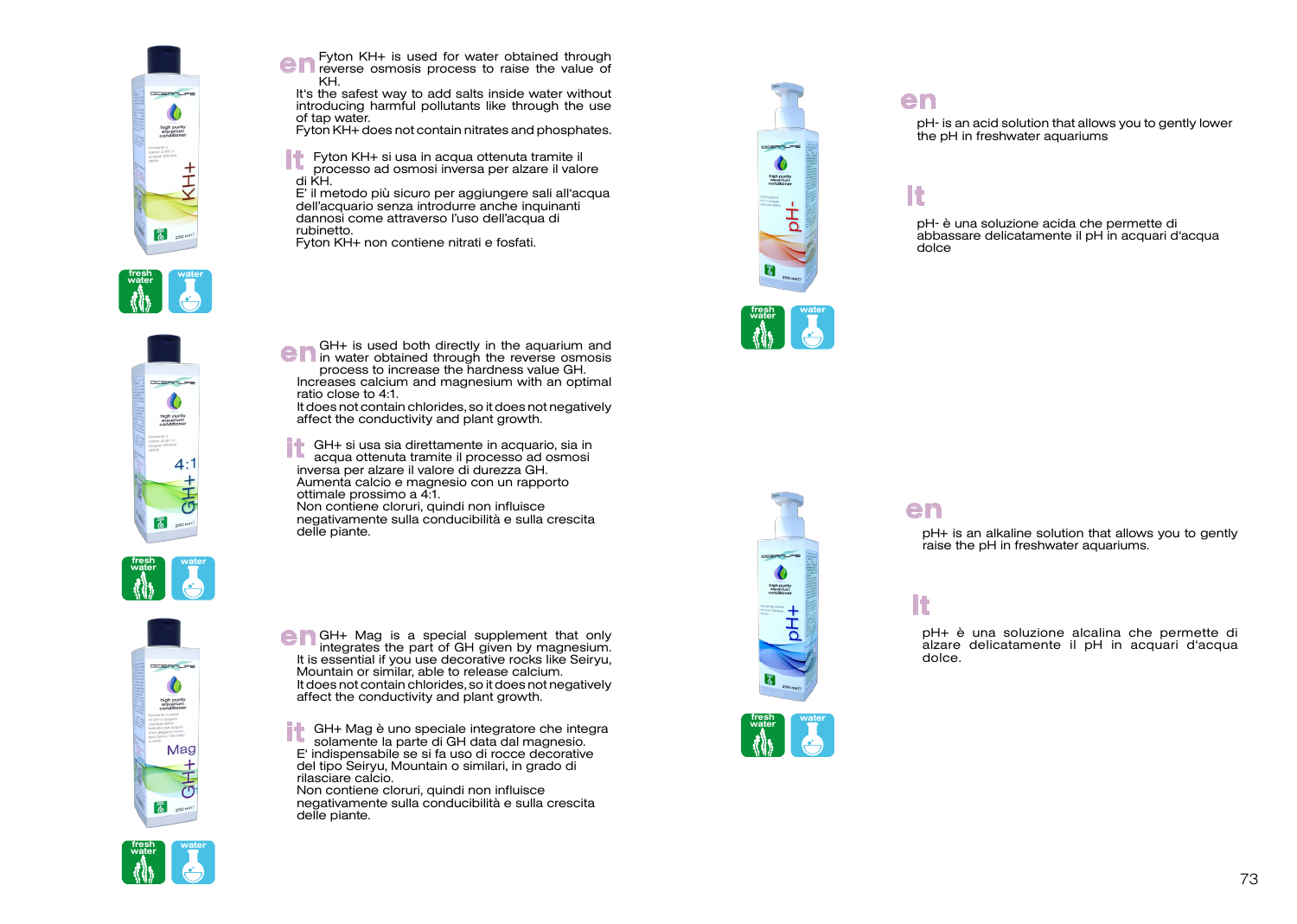**en** Fyton KH+ is used for water obtained through reverse osmosis process to raise the value of KH.
It's the safest way to add salts inside water without introducing harmful pollutants like through the use of tap water.
Fyton KH+ does not contain nitrates and phosphates.

**it** Fyton KH+ si usa in acqua ottenuta tramite il processo ad osmosi inversa per alzare il valore di KH.
E' il metodo più sicuro per aggiungere sali all'acqua dell'acquario senza introdurre anche inquinanti dannosi come attraverso l'uso dell'acqua di rubinetto.
Fyton KH+ non contiene nitrati e fosfati.

fresh water | water

**en** GH+ is used both directly in the aquarium and in water obtained through the reverse osmosis process to increase the hardness value GH.
Increases calcium and magnesium with an optimal ratio close to 4:1.
It does not contain chlorides, so it does not negatively affect the conductivity and plant growth.

**it** GH+ si usa sia direttamente in acquario, sia in acqua ottenuta tramite il processo ad osmosi inversa per alzare il valore di durezza GH.
Aumenta calcio e magnesio con un rapporto ottimale prossimo a 4:1.
Non contiene cloruri, quindi non influisce negativamente sulla conducibilità e sulla crescita delle piante.

fresh water | water

**en** GH+ Mag is a special supplement that only integrates the part of GH given by magnesium.
It is essential if you use decorative rocks like Seiryu, Mountain or similar, able to release calcium.
It does not contain chlorides, so it does not negatively affect the conductivity and plant growth.

**it** GH+ Mag è uno speciale integratore che integra solamente la parte di GH data dal magnesio.
E' indispensabile se si fa uso di rocce decorative del tipo Seiryu, Mountain o similari, in grado di rilasciare calcio.
Non contiene cloruri, quindi non influisce negativamente sulla conducibilità e sulla crescita delle piante.

fresh water | water

**en**

pH- is an acid solution that allows you to gently lower the pH in freshwater aquariums

**it**

pH- è una soluzione acida che permette di abbassare delicatamente il pH in acquari d'acqua dolce

fresh water | water

**en**

pH+ is an alkaline solution that allows you to gently raise the pH in freshwater aquariums.

**it**

pH+ è una soluzione alcalina che permette di alzare delicatamente il pH in acquari d'acqua dolce.

fresh water | water